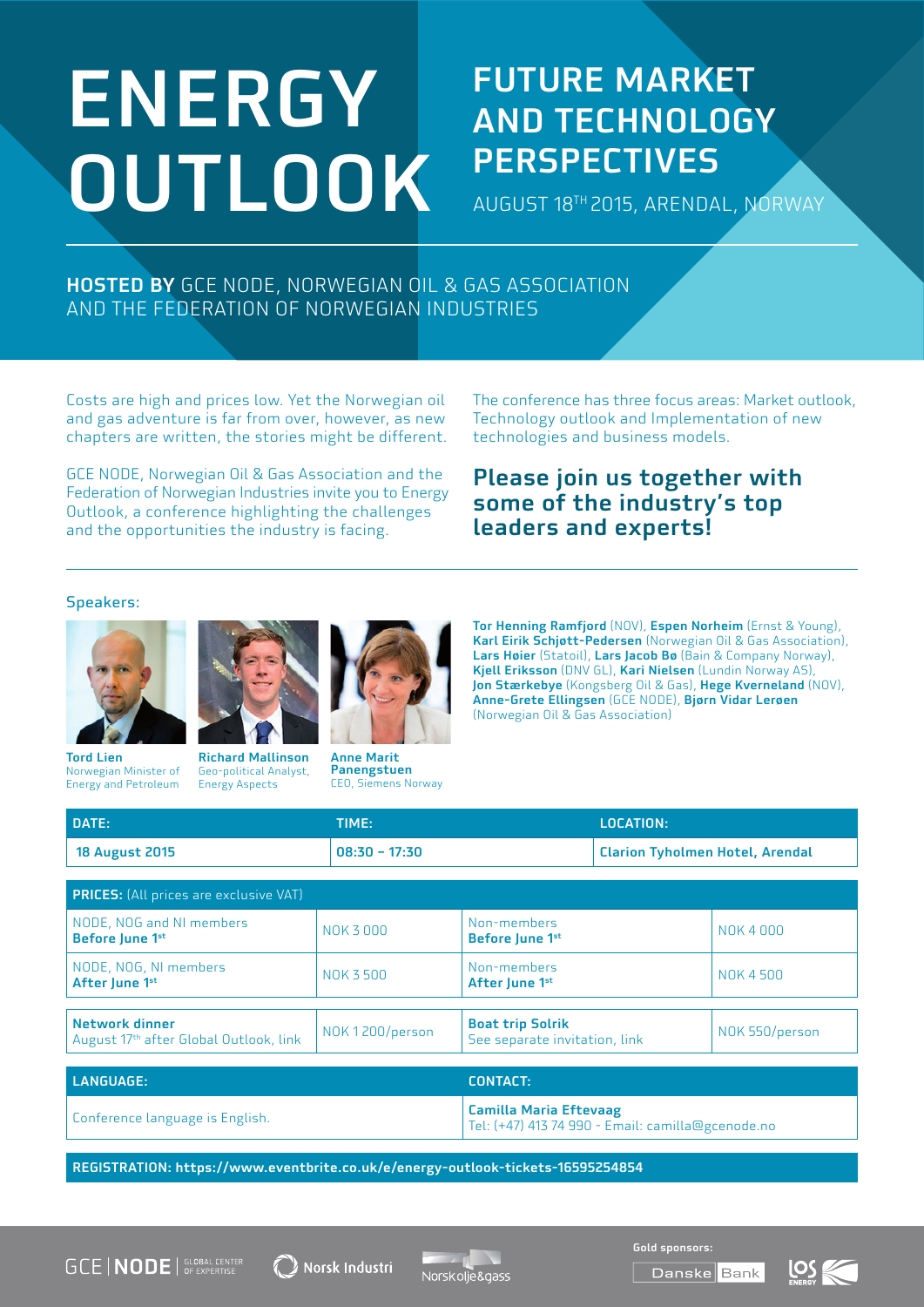# ENERGY OUTLOOK

## FUTURE MARKET AND TECHNOLOGY PERSPECTIVES

AUGUST 18TH 2015, ARENDAL, NORWAY

**HOSTED BY** GCE NODE, NORWEGIAN OIL & GAS ASSOCIATION AND THE FEDERATION OF NORWEGIAN INDUSTRIES

Costs are high and prices low. Yet the Norwegian oil and gas adventure is far from over, however, as new chapters are written, the stories might be different.

GCE NODE, Norwegian Oil & Gas Association and the Federation of Norwegian Industries invite you to Energy Outlook, a conference highlighting the challenges and the opportunities the industry is facing.

The conference has three focus areas: Market outlook, Technology outlook and Implementation of new technologies and business models.

### Please join us together with some of the industry's top leaders and experts!

Speakers:

**Tord Lien**
Norwegian Minister of Energy and Petroleum

**Richard Mallinson**
Geo-political Analyst, Energy Aspects

**Anne Marit Panengstuen**
CEO, Siemens Norway

**Tor Henning Ramfjord** (NOV), **Espen Norheim** (Ernst & Young), **Karl Eirik Schjøtt-Pedersen** (Norwegian Oil & Gas Association), **Lars Høier** (Statoil), **Lars Jacob Bø** (Bain & Company Norway), **Kjell Eriksson** (DNV GL), **Kari Nielsen** (Lundin Norway AS), **Jon Stærkebye** (Kongsberg Oil & Gas), **Hege Kverneland** (NOV), **Anne-Grete Ellingsen** (GCE NODE), **Bjørn Vidar Lerøen** (Norwegian Oil & Gas Association)

| DATE: | TIME: | LOCATION: |
|---|---|---|
| 18 August 2015 | 08:30 – 17:30 | Clarion Tyholmen Hotel, Arendal |

| PRICES: (All prices are exclusive VAT) | | | |
|---|---|---|---|
| NODE, NOG and NI members **Before June 1st** | NOK 3 000 | Non-members **Before June 1st** | NOK 4 000 |
| NODE, NOG, NI members **After June 1st** | NOK 3 500 | Non-members **After June 1st** | NOK 4 500 |
| **Network dinner** August 17th after Global Outlook, link | NOK 1 200/person | **Boat trip Solrik** See separate invitation, link | NOK 550/person |

| LANGUAGE: | CONTACT: |
|---|---|
| Conference language is English. | **Camilla Maria Eftevaag** Tel: (+47) 413 74 990 - Email: camilla@gcenode.no |

**REGISTRATION: https://www.eventbrite.co.uk/e/energy-outlook-tickets-16595254854**

GCE NODE GLOBAL CENTER OF EXPERTISE | Norsk Industri | Norsk olje&gass

Gold sponsors: Danske Bank | LOS ENERGY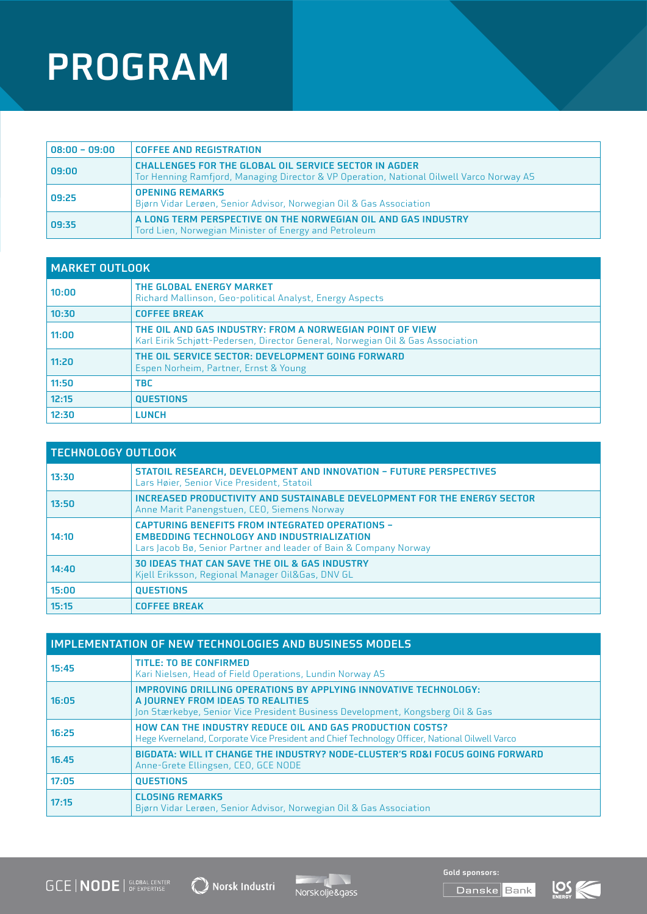# PROGRAM

| | |
|---|---|
| 08:00 – 09:00 | COFFEE AND REGISTRATION |
| 09:00 | **CHALLENGES FOR THE GLOBAL OIL SERVICE SECTOR IN AGDER**<br>Tor Henning Ramfjord, Managing Director & VP Operation, National Oilwell Varco Norway AS |
| 09:25 | **OPENING REMARKS**<br>Bjørn Vidar Lerøen, Senior Advisor, Norwegian Oil & Gas Association |
| 09:35 | **A LONG TERM PERSPECTIVE ON THE NORWEGIAN OIL AND GAS INDUSTRY**<br>Tord Lien, Norwegian Minister of Energy and Petroleum |

## MARKET OUTLOOK

| | |
|---|---|
| 10:00 | **THE GLOBAL ENERGY MARKET**<br>Richard Mallinson, Geo-political Analyst, Energy Aspects |
| 10:30 | **COFFEE BREAK** |
| 11:00 | **THE OIL AND GAS INDUSTRY: FROM A NORWEGIAN POINT OF VIEW**<br>Karl Eirik Schjøtt-Pedersen, Director General, Norwegian Oil & Gas Association |
| 11:20 | **THE OIL SERVICE SECTOR: DEVELOPMENT GOING FORWARD**<br>Espen Norheim, Partner, Ernst & Young |
| 11:50 | **TBC** |
| 12:15 | **QUESTIONS** |
| 12:30 | **LUNCH** |

## TECHNOLOGY OUTLOOK

| | |
|---|---|
| 13:30 | **STATOIL RESEARCH, DEVELOPMENT AND INNOVATION – FUTURE PERSPECTIVES**<br>Lars Høier, Senior Vice President, Statoil |
| 13:50 | **INCREASED PRODUCTIVITY AND SUSTAINABLE DEVELOPMENT FOR THE ENERGY SECTOR**<br>Anne Marit Panengstuen, CEO, Siemens Norway |
| 14:10 | **CAPTURING BENEFITS FROM INTEGRATED OPERATIONS – EMBEDDING TECHNOLOGY AND INDUSTRIALIZATION**<br>Lars Jacob Bø, Senior Partner and leader of Bain & Company Norway |
| 14:40 | **30 IDEAS THAT CAN SAVE THE OIL & GAS INDUSTRY**<br>Kjell Eriksson, Regional Manager Oil&Gas, DNV GL |
| 15:00 | **QUESTIONS** |
| 15:15 | **COFFEE BREAK** |

## IMPLEMENTATION OF NEW TECHNOLOGIES AND BUSINESS MODELS

| | |
|---|---|
| 15:45 | **TITLE: TO BE CONFIRMED**<br>Kari Nielsen, Head of Field Operations, Lundin Norway AS |
| 16:05 | **IMPROVING DRILLING OPERATIONS BY APPLYING INNOVATIVE TECHNOLOGY: A JOURNEY FROM IDEAS TO REALITIES**<br>Jon Stærkebye, Senior Vice President Business Development, Kongsberg Oil & Gas |
| 16:25 | **HOW CAN THE INDUSTRY REDUCE OIL AND GAS PRODUCTION COSTS?**<br>Hege Kverneland, Corporate Vice President and Chief Technology Officer, National Oilwell Varco |
| 16.45 | **BIGDATA: WILL IT CHANGE THE INDUSTRY? NODE-CLUSTER'S RD&I FOCUS GOING FORWARD**<br>Anne-Grete Ellingsen, CEO, GCE NODE |
| 17:05 | **QUESTIONS** |
| 17:15 | **CLOSING REMARKS**<br>Bjørn Vidar Lerøen, Senior Advisor, Norwegian Oil & Gas Association |

GCE | NODE | GLOBAL CENTER OF EXPERTISE

Norsk Industri

Norskolje&gass

Gold sponsors:

Danske Bank

LOS ENERGY